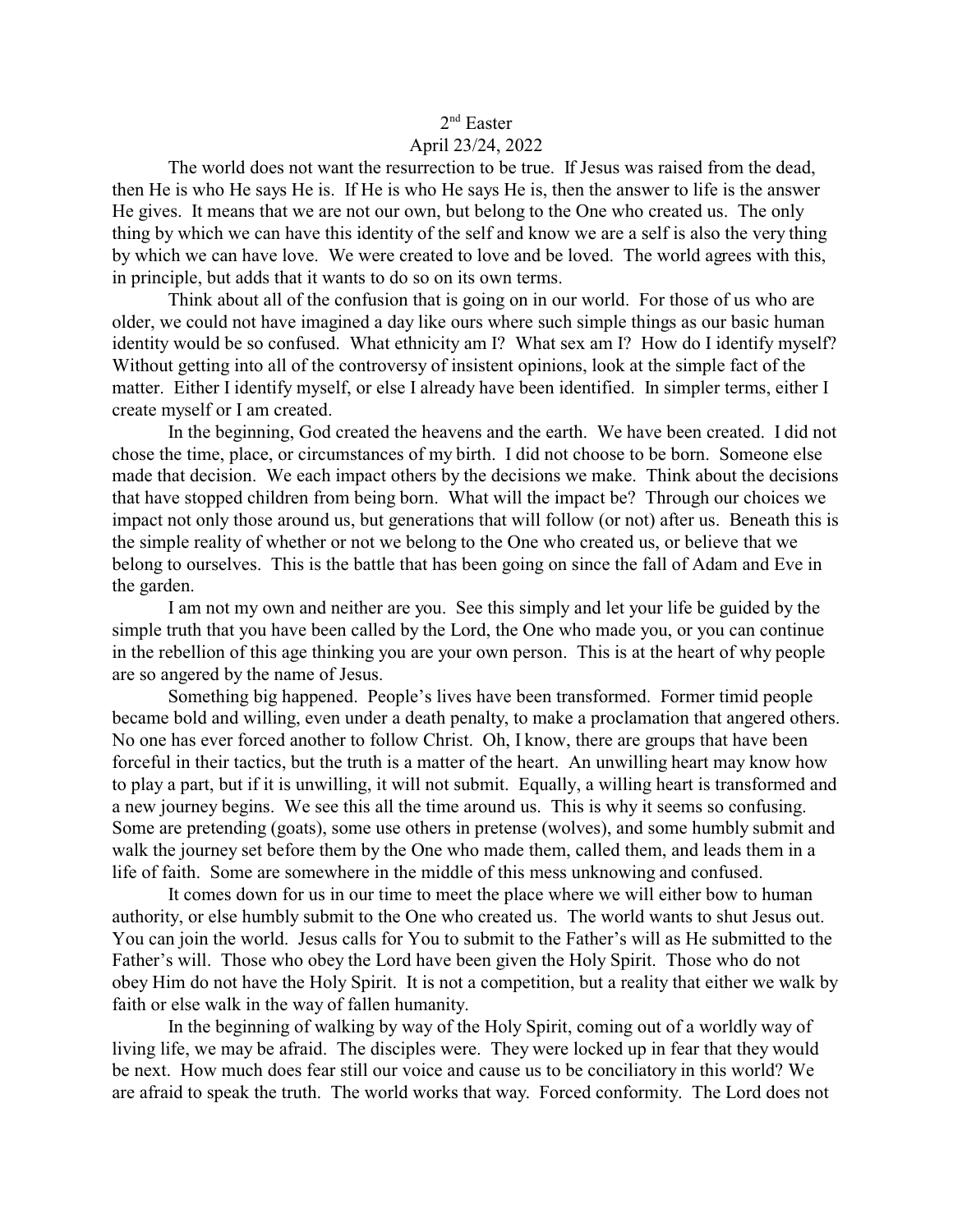2nd Easter

April 23/24, 2022

The world does not want the resurrection to be true. If Jesus was raised from the dead, then He is who He says He is. If He is who He says He is, then the answer to life is the answer He gives. It means that we are not our own, but belong to the One who created us. The only thing by which we can have this identity of the self and know we are a self is also the very thing by which we can have love. We were created to love and be loved. The world agrees with this, in principle, but adds that it wants to do so on its own terms.

Think about all of the confusion that is going on in our world. For those of us who are older, we could not have imagined a day like ours where such simple things as our basic human identity would be so confused. What ethnicity am I? What sex am I? How do I identify myself? Without getting into all of the controversy of insistent opinions, look at the simple fact of the matter. Either I identify myself, or else I already have been identified. In simpler terms, either I create myself or I am created.

In the beginning, God created the heavens and the earth. We have been created. I did not chose the time, place, or circumstances of my birth. I did not choose to be born. Someone else made that decision. We each impact others by the decisions we make. Think about the decisions that have stopped children from being born. What will the impact be? Through our choices we impact not only those around us, but generations that will follow (or not) after us. Beneath this is the simple reality of whether or not we belong to the One who created us, or believe that we belong to ourselves. This is the battle that has been going on since the fall of Adam and Eve in the garden.

I am not my own and neither are you. See this simply and let your life be guided by the simple truth that you have been called by the Lord, the One who made you, or you can continue in the rebellion of this age thinking you are your own person. This is at the heart of why people are so angered by the name of Jesus.

Something big happened. People's lives have been transformed. Former timid people became bold and willing, even under a death penalty, to make a proclamation that angered others. No one has ever forced another to follow Christ. Oh, I know, there are groups that have been forceful in their tactics, but the truth is a matter of the heart. An unwilling heart may know how to play a part, but if it is unwilling, it will not submit. Equally, a willing heart is transformed and a new journey begins. We see this all the time around us. This is why it seems so confusing. Some are pretending (goats), some use others in pretense (wolves), and some humbly submit and walk the journey set before them by the One who made them, called them, and leads them in a life of faith. Some are somewhere in the middle of this mess unknowing and confused.

It comes down for us in our time to meet the place where we will either bow to human authority, or else humbly submit to the One who created us. The world wants to shut Jesus out. You can join the world. Jesus calls for You to submit to the Father's will as He submitted to the Father's will. Those who obey the Lord have been given the Holy Spirit. Those who do not obey Him do not have the Holy Spirit. It is not a competition, but a reality that either we walk by faith or else walk in the way of fallen humanity.

In the beginning of walking by way of the Holy Spirit, coming out of a worldly way of living life, we may be afraid. The disciples were. They were locked up in fear that they would be next. How much does fear still our voice and cause us to be conciliatory in this world? We are afraid to speak the truth. The world works that way. Forced conformity. The Lord does not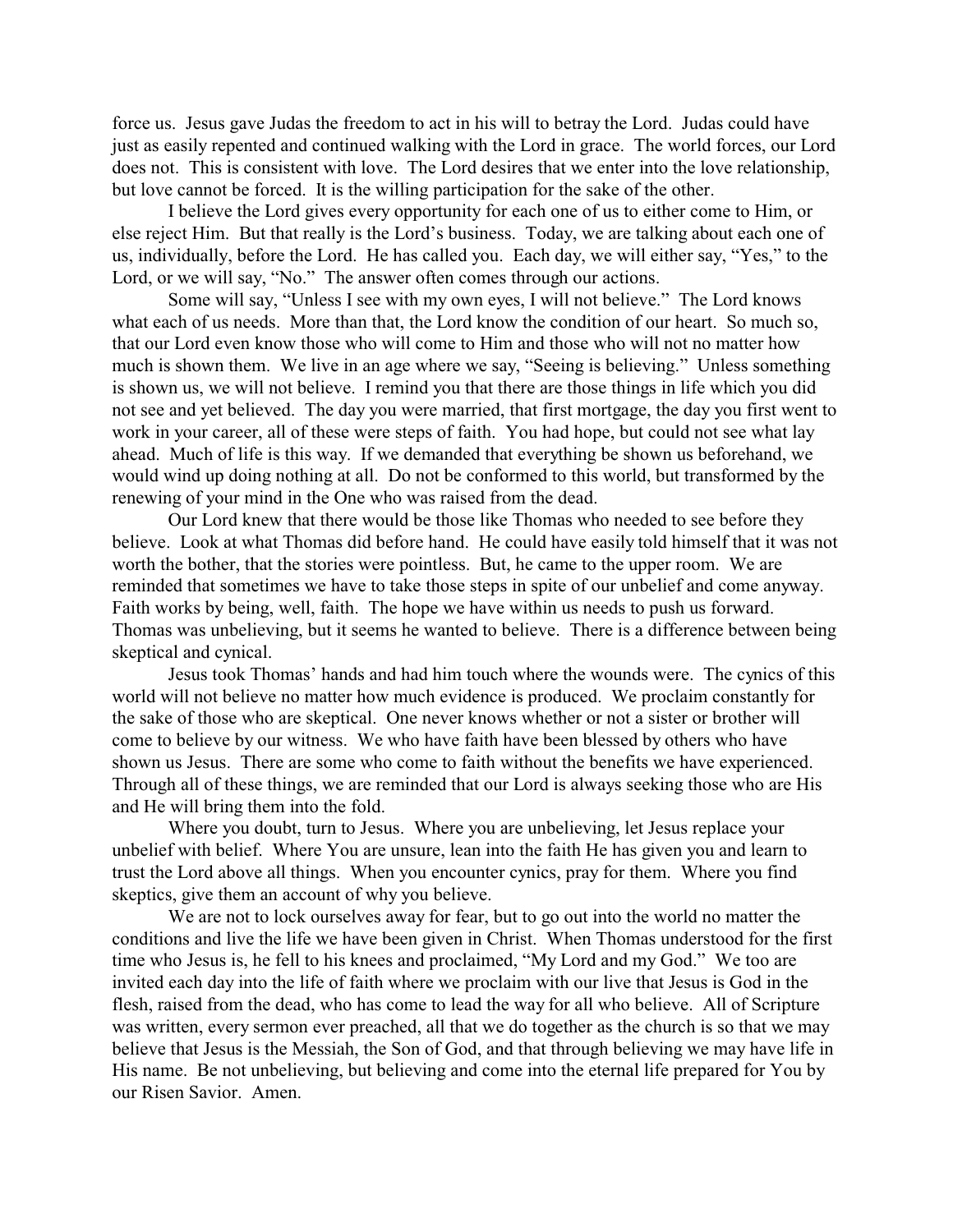force us. Jesus gave Judas the freedom to act in his will to betray the Lord. Judas could have just as easily repented and continued walking with the Lord in grace. The world forces, our Lord does not. This is consistent with love. The Lord desires that we enter into the love relationship, but love cannot be forced. It is the willing participation for the sake of the other.

I believe the Lord gives every opportunity for each one of us to either come to Him, or else reject Him. But that really is the Lord's business. Today, we are talking about each one of us, individually, before the Lord. He has called you. Each day, we will either say, "Yes," to the Lord, or we will say, "No." The answer often comes through our actions.

Some will say, "Unless I see with my own eyes, I will not believe." The Lord knows what each of us needs. More than that, the Lord know the condition of our heart. So much so, that our Lord even know those who will come to Him and those who will not no matter how much is shown them. We live in an age where we say, "Seeing is believing." Unless something is shown us, we will not believe. I remind you that there are those things in life which you did not see and yet believed. The day you were married, that first mortgage, the day you first went to work in your career, all of these were steps of faith. You had hope, but could not see what lay ahead. Much of life is this way. If we demanded that everything be shown us beforehand, we would wind up doing nothing at all. Do not be conformed to this world, but transformed by the renewing of your mind in the One who was raised from the dead.

Our Lord knew that there would be those like Thomas who needed to see before they believe. Look at what Thomas did before hand. He could have easily told himself that it was not worth the bother, that the stories were pointless. But, he came to the upper room. We are reminded that sometimes we have to take those steps in spite of our unbelief and come anyway. Faith works by being, well, faith. The hope we have within us needs to push us forward. Thomas was unbelieving, but it seems he wanted to believe. There is a difference between being skeptical and cynical.

Jesus took Thomas' hands and had him touch where the wounds were. The cynics of this world will not believe no matter how much evidence is produced. We proclaim constantly for the sake of those who are skeptical. One never knows whether or not a sister or brother will come to believe by our witness. We who have faith have been blessed by others who have shown us Jesus. There are some who come to faith without the benefits we have experienced. Through all of these things, we are reminded that our Lord is always seeking those who are His and He will bring them into the fold.

Where you doubt, turn to Jesus. Where you are unbelieving, let Jesus replace your unbelief with belief. Where You are unsure, lean into the faith He has given you and learn to trust the Lord above all things. When you encounter cynics, pray for them. Where you find skeptics, give them an account of why you believe.

We are not to lock ourselves away for fear, but to go out into the world no matter the conditions and live the life we have been given in Christ. When Thomas understood for the first time who Jesus is, he fell to his knees and proclaimed, "My Lord and my God." We too are invited each day into the life of faith where we proclaim with our live that Jesus is God in the flesh, raised from the dead, who has come to lead the way for all who believe. All of Scripture was written, every sermon ever preached, all that we do together as the church is so that we may believe that Jesus is the Messiah, the Son of God, and that through believing we may have life in His name. Be not unbelieving, but believing and come into the eternal life prepared for You by our Risen Savior. Amen.